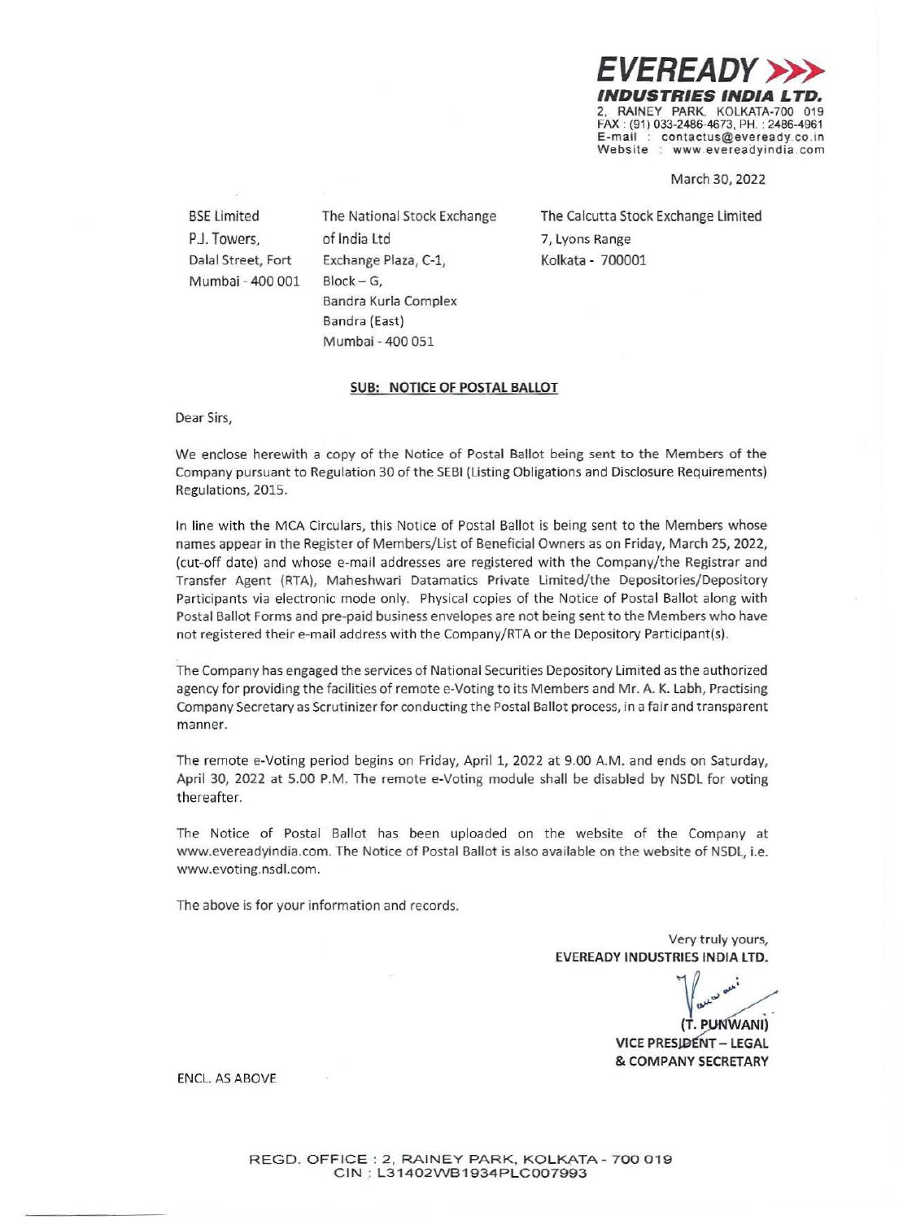**EVEREADY INDUSTRIES INDIA LTD.**
2, RAINEY PARK, KOLKATA-700 019
FAX : (91) 033-2486-4673, PH. : 2486-4961
E-mail : contactus@eveready.co.in
Website : www.evereadyindia.com

March 30, 2022

BSE Limited
P.J. Towers,
Dalal Street, Fort
Mumbai - 400 001

The National Stock Exchange of India Ltd
Exchange Plaza, C-1,
Block – G,
Bandra Kurla Complex
Bandra (East)
Mumbai - 400 051

The Calcutta Stock Exchange Limited
7, Lyons Range
Kolkata - 700001

**SUB: NOTICE OF POSTAL BALLOT**

Dear Sirs,

We enclose herewith a copy of the Notice of Postal Ballot being sent to the Members of the Company pursuant to Regulation 30 of the SEBI (Listing Obligations and Disclosure Requirements) Regulations, 2015.

In line with the MCA Circulars, this Notice of Postal Ballot is being sent to the Members whose names appear in the Register of Members/List of Beneficial Owners as on Friday, March 25, 2022, (cut-off date) and whose e-mail addresses are registered with the Company/the Registrar and Transfer Agent (RTA), Maheshwari Datamatics Private Limited/the Depositories/Depository Participants via electronic mode only. Physical copies of the Notice of Postal Ballot along with Postal Ballot Forms and pre-paid business envelopes are not being sent to the Members who have not registered their e-mail address with the Company/RTA or the Depository Participant(s).

The Company has engaged the services of National Securities Depository Limited as the authorized agency for providing the facilities of remote e-Voting to its Members and Mr. A. K. Labh, Practising Company Secretary as Scrutinizer for conducting the Postal Ballot process, in a fair and transparent manner.

The remote e-Voting period begins on Friday, April 1, 2022 at 9.00 A.M. and ends on Saturday, April 30, 2022 at 5.00 P.M. The remote e-Voting module shall be disabled by NSDL for voting thereafter.

The Notice of Postal Ballot has been uploaded on the website of the Company at www.evereadyindia.com. The Notice of Postal Ballot is also available on the website of NSDL, i.e. www.evoting.nsdl.com.

The above is for your information and records.

Very truly yours,
**EVEREADY INDUSTRIES INDIA LTD.**

**(T. PUNWANI)**
**VICE PRESIDENT – LEGAL & COMPANY SECRETARY**

ENCL. AS ABOVE

REGD. OFFICE : 2, RAINEY PARK, KOLKATA - 700 019
CIN : L31402WB1934PLC007993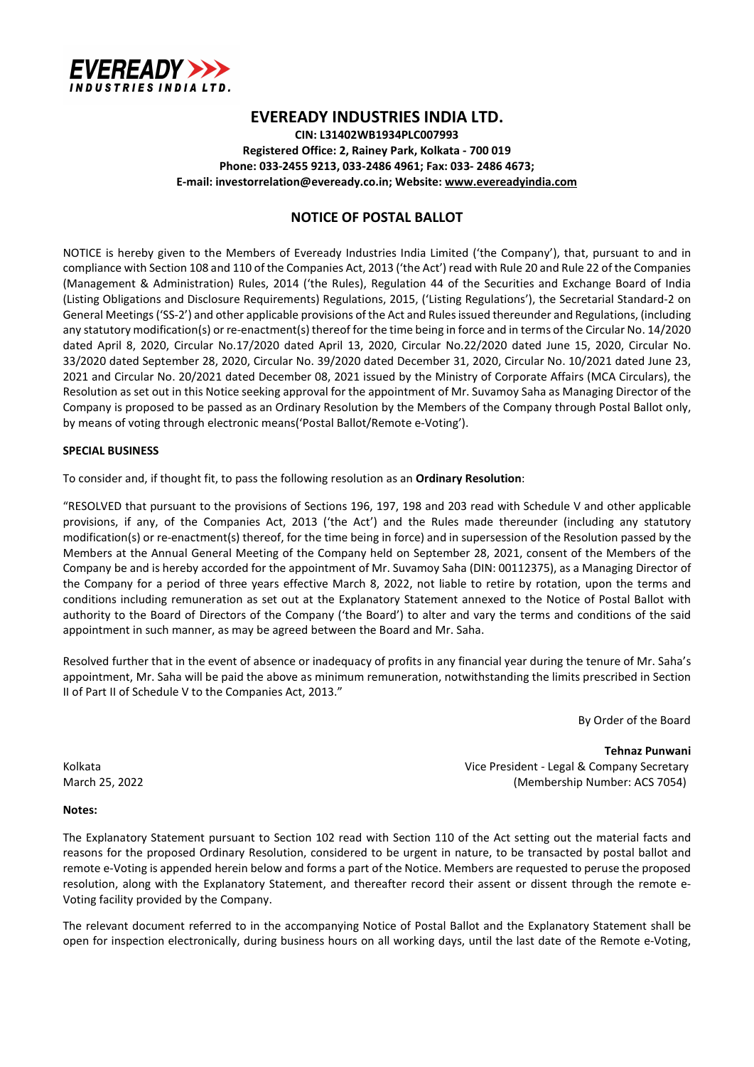# EVEREADY INDUSTRIES INDIA LTD.

**CIN: L31402WB1934PLC007993**
**Registered Office: 2, Rainey Park, Kolkata - 700 019**
**Phone: 033-2455 9213, 033-2486 4961; Fax: 033- 2486 4673;**
**E-mail: investorrelation@eveready.co.in; Website: www.evereadyindia.com**

## NOTICE OF POSTAL BALLOT

NOTICE is hereby given to the Members of Eveready Industries India Limited ('the Company'), that, pursuant to and in compliance with Section 108 and 110 of the Companies Act, 2013 ('the Act') read with Rule 20 and Rule 22 of the Companies (Management & Administration) Rules, 2014 ('the Rules), Regulation 44 of the Securities and Exchange Board of India (Listing Obligations and Disclosure Requirements) Regulations, 2015, ('Listing Regulations'), the Secretarial Standard-2 on General Meetings ('SS-2') and other applicable provisions of the Act and Rules issued thereunder and Regulations, (including any statutory modification(s) or re-enactment(s) thereof for the time being in force and in terms of the Circular No. 14/2020 dated April 8, 2020, Circular No.17/2020 dated April 13, 2020, Circular No.22/2020 dated June 15, 2020, Circular No. 33/2020 dated September 28, 2020, Circular No. 39/2020 dated December 31, 2020, Circular No. 10/2021 dated June 23, 2021 and Circular No. 20/2021 dated December 08, 2021 issued by the Ministry of Corporate Affairs (MCA Circulars), the Resolution as set out in this Notice seeking approval for the appointment of Mr. Suvamoy Saha as Managing Director of the Company is proposed to be passed as an Ordinary Resolution by the Members of the Company through Postal Ballot only, by means of voting through electronic means('Postal Ballot/Remote e-Voting').

**SPECIAL BUSINESS**

To consider and, if thought fit, to pass the following resolution as an **Ordinary Resolution**:

"RESOLVED that pursuant to the provisions of Sections 196, 197, 198 and 203 read with Schedule V and other applicable provisions, if any, of the Companies Act, 2013 ('the Act') and the Rules made thereunder (including any statutory modification(s) or re-enactment(s) thereof, for the time being in force) and in supersession of the Resolution passed by the Members at the Annual General Meeting of the Company held on September 28, 2021, consent of the Members of the Company be and is hereby accorded for the appointment of Mr. Suvamoy Saha (DIN: 00112375), as a Managing Director of the Company for a period of three years effective March 8, 2022, not liable to retire by rotation, upon the terms and conditions including remuneration as set out at the Explanatory Statement annexed to the Notice of Postal Ballot with authority to the Board of Directors of the Company ('the Board') to alter and vary the terms and conditions of the said appointment in such manner, as may be agreed between the Board and Mr. Saha.

Resolved further that in the event of absence or inadequacy of profits in any financial year during the tenure of Mr. Saha's appointment, Mr. Saha will be paid the above as minimum remuneration, notwithstanding the limits prescribed in Section II of Part II of Schedule V to the Companies Act, 2013."

By Order of the Board

**Tehnaz Punwani**
Vice President - Legal & Company Secretary
(Membership Number: ACS 7054)

Kolkata
March 25, 2022

**Notes:**

The Explanatory Statement pursuant to Section 102 read with Section 110 of the Act setting out the material facts and reasons for the proposed Ordinary Resolution, considered to be urgent in nature, to be transacted by postal ballot and remote e-Voting is appended herein below and forms a part of the Notice. Members are requested to peruse the proposed resolution, along with the Explanatory Statement, and thereafter record their assent or dissent through the remote e-Voting facility provided by the Company.

The relevant document referred to in the accompanying Notice of Postal Ballot and the Explanatory Statement shall be open for inspection electronically, during business hours on all working days, until the last date of the Remote e-Voting,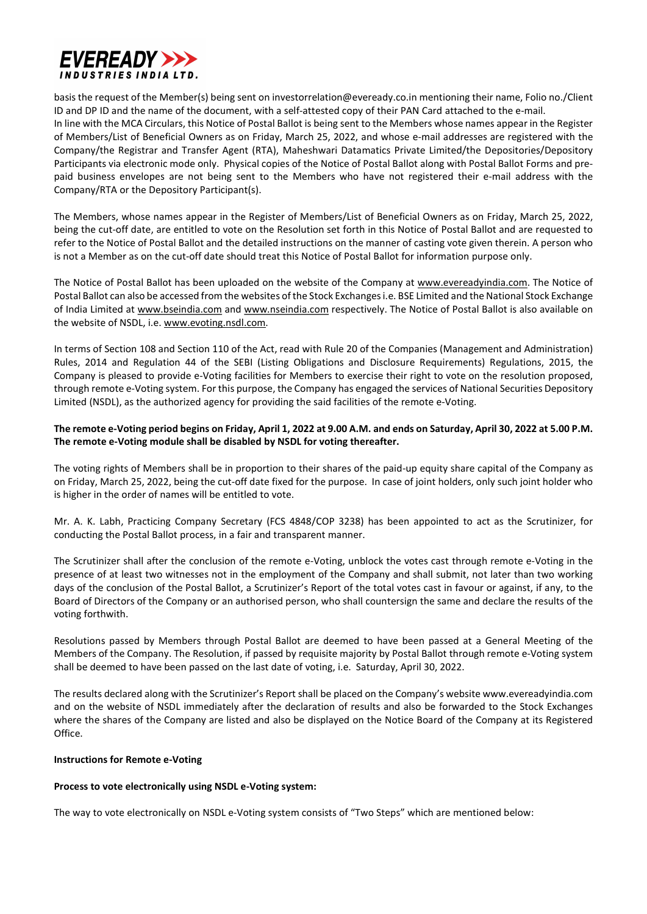basis the request of the Member(s) being sent on investorrelation@eveready.co.in mentioning their name, Folio no./Client ID and DP ID and the name of the document, with a self-attested copy of their PAN Card attached to the e-mail.
In line with the MCA Circulars, this Notice of Postal Ballot is being sent to the Members whose names appear in the Register of Members/List of Beneficial Owners as on Friday, March 25, 2022, and whose e-mail addresses are registered with the Company/the Registrar and Transfer Agent (RTA), Maheshwari Datamatics Private Limited/the Depositories/Depository Participants via electronic mode only. Physical copies of the Notice of Postal Ballot along with Postal Ballot Forms and pre-paid business envelopes are not being sent to the Members who have not registered their e-mail address with the Company/RTA or the Depository Participant(s).

The Members, whose names appear in the Register of Members/List of Beneficial Owners as on Friday, March 25, 2022, being the cut-off date, are entitled to vote on the Resolution set forth in this Notice of Postal Ballot and are requested to refer to the Notice of Postal Ballot and the detailed instructions on the manner of casting vote given therein. A person who is not a Member as on the cut-off date should treat this Notice of Postal Ballot for information purpose only.

The Notice of Postal Ballot has been uploaded on the website of the Company at www.evereadyindia.com. The Notice of Postal Ballot can also be accessed from the websites of the Stock Exchanges i.e. BSE Limited and the National Stock Exchange of India Limited at www.bseindia.com and www.nseindia.com respectively. The Notice of Postal Ballot is also available on the website of NSDL, i.e. www.evoting.nsdl.com.

In terms of Section 108 and Section 110 of the Act, read with Rule 20 of the Companies (Management and Administration) Rules, 2014 and Regulation 44 of the SEBI (Listing Obligations and Disclosure Requirements) Regulations, 2015, the Company is pleased to provide e-Voting facilities for Members to exercise their right to vote on the resolution proposed, through remote e-Voting system. For this purpose, the Company has engaged the services of National Securities Depository Limited (NSDL), as the authorized agency for providing the said facilities of the remote e-Voting.

**The remote e-Voting period begins on Friday, April 1, 2022 at 9.00 A.M. and ends on Saturday, April 30, 2022 at 5.00 P.M. The remote e-Voting module shall be disabled by NSDL for voting thereafter.**

The voting rights of Members shall be in proportion to their shares of the paid-up equity share capital of the Company as on Friday, March 25, 2022, being the cut-off date fixed for the purpose. In case of joint holders, only such joint holder who is higher in the order of names will be entitled to vote.

Mr. A. K. Labh, Practicing Company Secretary (FCS 4848/COP 3238) has been appointed to act as the Scrutinizer, for conducting the Postal Ballot process, in a fair and transparent manner.

The Scrutinizer shall after the conclusion of the remote e-Voting, unblock the votes cast through remote e-Voting in the presence of at least two witnesses not in the employment of the Company and shall submit, not later than two working days of the conclusion of the Postal Ballot, a Scrutinizer's Report of the total votes cast in favour or against, if any, to the Board of Directors of the Company or an authorised person, who shall countersign the same and declare the results of the voting forthwith.

Resolutions passed by Members through Postal Ballot are deemed to have been passed at a General Meeting of the Members of the Company. The Resolution, if passed by requisite majority by Postal Ballot through remote e-Voting system shall be deemed to have been passed on the last date of voting, i.e. Saturday, April 30, 2022.

The results declared along with the Scrutinizer's Report shall be placed on the Company's website www.evereadyindia.com and on the website of NSDL immediately after the declaration of results and also be forwarded to the Stock Exchanges where the shares of the Company are listed and also be displayed on the Notice Board of the Company at its Registered Office.

**Instructions for Remote e-Voting**

**Process to vote electronically using NSDL e-Voting system:**

The way to vote electronically on NSDL e-Voting system consists of "Two Steps" which are mentioned below: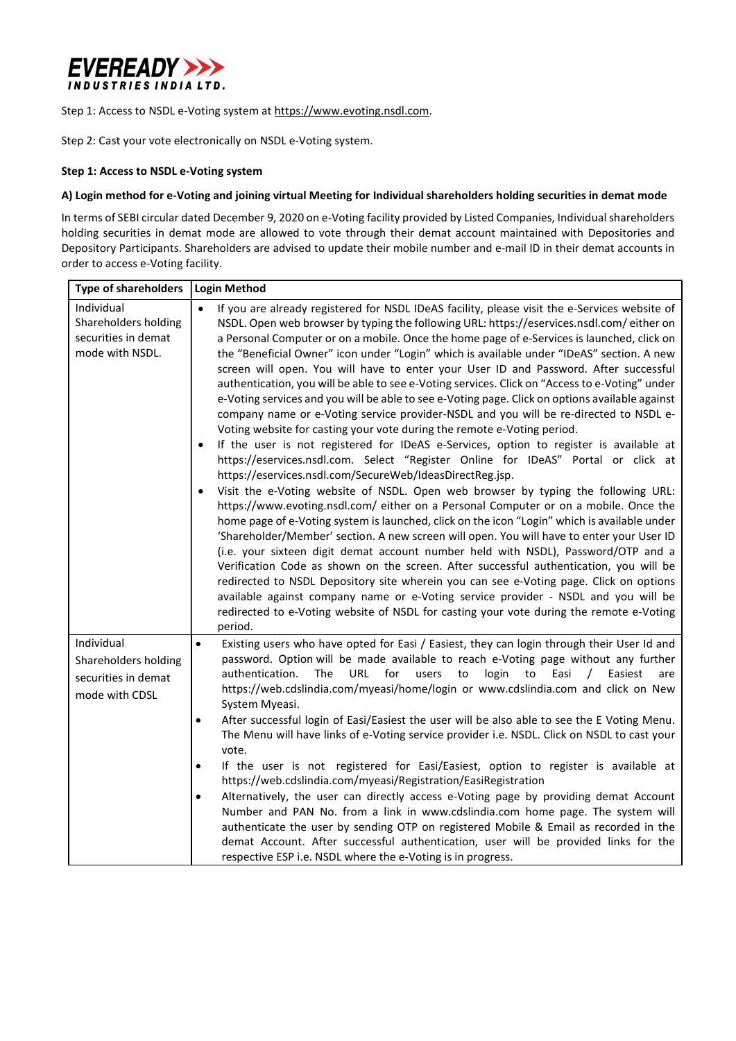Step 1: Access to NSDL e-Voting system at https://www.evoting.nsdl.com.

Step 2: Cast your vote electronically on NSDL e-Voting system.

**Step 1: Access to NSDL e-Voting system**

**A) Login method for e-Voting and joining virtual Meeting for Individual shareholders holding securities in demat mode**

In terms of SEBI circular dated December 9, 2020 on e-Voting facility provided by Listed Companies, Individual shareholders holding securities in demat mode are allowed to vote through their demat account maintained with Depositories and Depository Participants. Shareholders are advised to update their mobile number and e-mail ID in their demat accounts in order to access e-Voting facility.

| Type of shareholders | Login Method |
|---|---|
| Individual Shareholders holding securities in demat mode with NSDL. | • If you are already registered for NSDL IDeAS facility, please visit the e-Services website of NSDL. Open web browser by typing the following URL: https://eservices.nsdl.com/ either on a Personal Computer or on a mobile. Once the home page of e-Services is launched, click on the "Beneficial Owner" icon under "Login" which is available under "IDeAS" section. A new screen will open. You will have to enter your User ID and Password. After successful authentication, you will be able to see e-Voting services. Click on "Access to e-Voting" under e-Voting services and you will be able to see e-Voting page. Click on options available against company name or e-Voting service provider-NSDL and you will be re-directed to NSDL e-Voting website for casting your vote during the remote e-Voting period.<br>• If the user is not registered for IDeAS e-Services, option to register is available at https://eservices.nsdl.com. Select "Register Online for IDeAS" Portal or click at https://eservices.nsdl.com/SecureWeb/IdeasDirectReg.jsp.<br>• Visit the e-Voting website of NSDL. Open web browser by typing the following URL: https://www.evoting.nsdl.com/ either on a Personal Computer or on a mobile. Once the home page of e-Voting system is launched, click on the icon "Login" which is available under 'Shareholder/Member' section. A new screen will open. You will have to enter your User ID (i.e. your sixteen digit demat account number held with NSDL), Password/OTP and a Verification Code as shown on the screen. After successful authentication, you will be redirected to NSDL Depository site wherein you can see e-Voting page. Click on options available against company name or e-Voting service provider - NSDL and you will be redirected to e-Voting website of NSDL for casting your vote during the remote e-Voting period. |
| Individual Shareholders holding securities in demat mode with CDSL | • Existing users who have opted for Easi / Easiest, they can login through their User Id and password. Option will be made available to reach e-Voting page without any further authentication. The URL for users to login to Easi / Easiest are https://web.cdslindia.com/myeasi/home/login or www.cdslindia.com and click on New System Myeasi.<br>• After successful login of Easi/Easiest the user will be also able to see the E Voting Menu. The Menu will have links of e-Voting service provider i.e. NSDL. Click on NSDL to cast your vote.<br>• If the user is not registered for Easi/Easiest, option to register is available at https://web.cdslindia.com/myeasi/Registration/EasiRegistration<br>• Alternatively, the user can directly access e-Voting page by providing demat Account Number and PAN No. from a link in www.cdslindia.com home page. The system will authenticate the user by sending OTP on registered Mobile & Email as recorded in the demat Account. After successful authentication, user will be provided links for the respective ESP i.e. NSDL where the e-Voting is in progress. |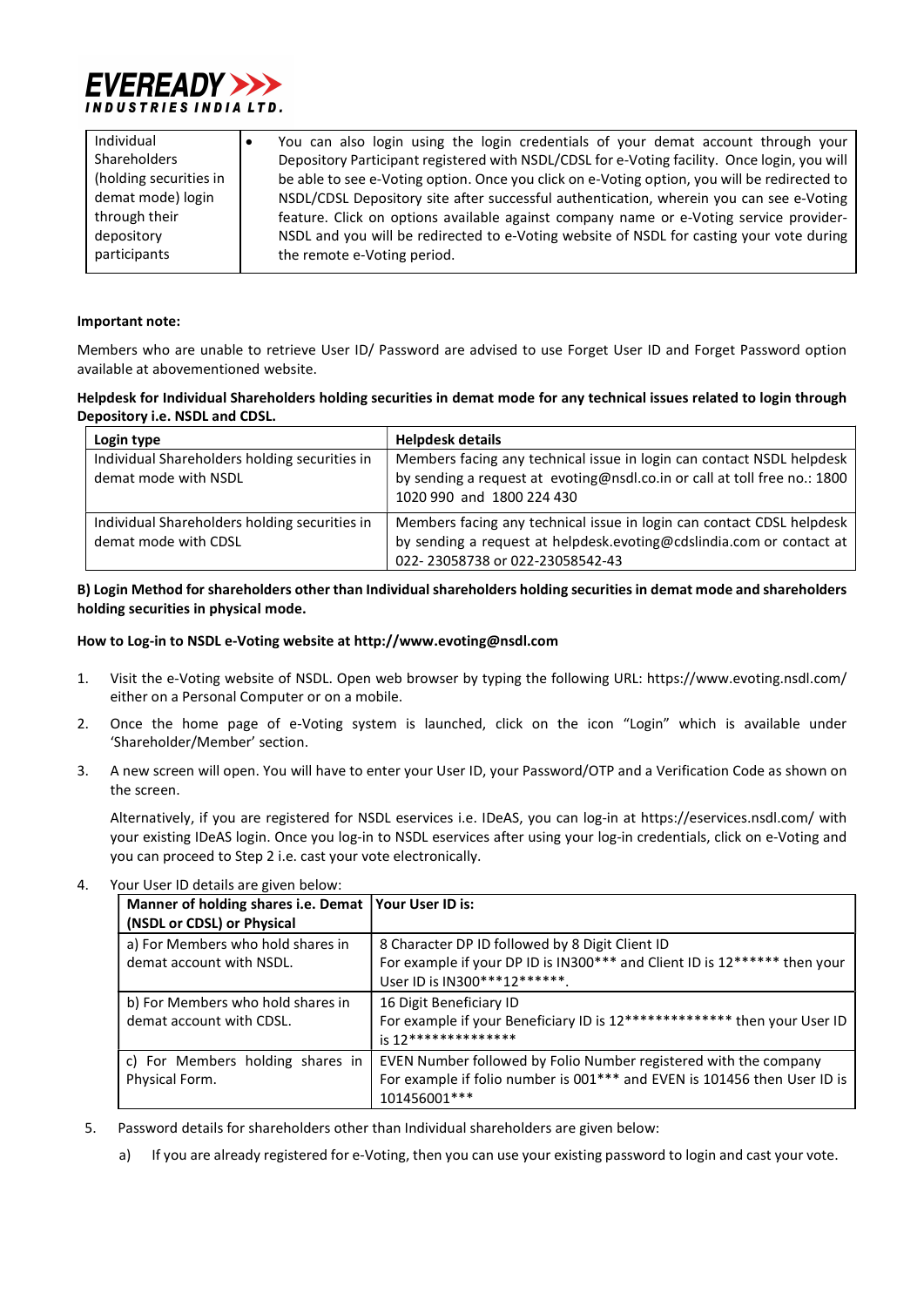| Individual Shareholders (holding securities in demat mode) login through their depository participants | • You can also login using the login credentials of your demat account through your Depository Participant registered with NSDL/CDSL for e-Voting facility. Once login, you will be able to see e-Voting option. Once you click on e-Voting option, you will be redirected to NSDL/CDSL Depository site after successful authentication, wherein you can see e-Voting feature. Click on options available against company name or e-Voting service provider-NSDL and you will be redirected to e-Voting website of NSDL for casting your vote during the remote e-Voting period. |
|---|---|

**Important note:**

Members who are unable to retrieve User ID/ Password are advised to use Forget User ID and Forget Password option available at abovementioned website.

**Helpdesk for Individual Shareholders holding securities in demat mode for any technical issues related to login through Depository i.e. NSDL and CDSL.**

| Login type | Helpdesk details |
|---|---|
| Individual Shareholders holding securities in demat mode with NSDL | Members facing any technical issue in login can contact NSDL helpdesk by sending a request at evoting@nsdl.co.in or call at toll free no.: 1800 1020 990 and 1800 224 430 |
| Individual Shareholders holding securities in demat mode with CDSL | Members facing any technical issue in login can contact CDSL helpdesk by sending a request at helpdesk.evoting@cdslindia.com or contact at 022- 23058738 or 022-23058542-43 |

**B) Login Method for shareholders other than Individual shareholders holding securities in demat mode and shareholders holding securities in physical mode.**

**How to Log-in to NSDL e-Voting website at http://www.evoting@nsdl.com**

1. Visit the e-Voting website of NSDL. Open web browser by typing the following URL: https://www.evoting.nsdl.com/ either on a Personal Computer or on a mobile.

2. Once the home page of e-Voting system is launched, click on the icon "Login" which is available under 'Shareholder/Member' section.

3. A new screen will open. You will have to enter your User ID, your Password/OTP and a Verification Code as shown on the screen.

   Alternatively, if you are registered for NSDL eservices i.e. IDeAS, you can log-in at https://eservices.nsdl.com/ with your existing IDeAS login. Once you log-in to NSDL eservices after using your log-in credentials, click on e-Voting and you can proceed to Step 2 i.e. cast your vote electronically.

4. Your User ID details are given below:

| Manner of holding shares i.e. Demat (NSDL or CDSL) or Physical | Your User ID is: |
|---|---|
| a) For Members who hold shares in demat account with NSDL. | 8 Character DP ID followed by 8 Digit Client ID<br>For example if your DP ID is IN300*** and Client ID is 12****** then your User ID is IN300***12******. |
| b) For Members who hold shares in demat account with CDSL. | 16 Digit Beneficiary ID<br>For example if your Beneficiary ID is 12************** then your User ID is 12************** |
| c) For Members holding shares in Physical Form. | EVEN Number followed by Folio Number registered with the company<br>For example if folio number is 001*** and EVEN is 101456 then User ID is 101456001*** |

5. Password details for shareholders other than Individual shareholders are given below:

   a) If you are already registered for e-Voting, then you can use your existing password to login and cast your vote.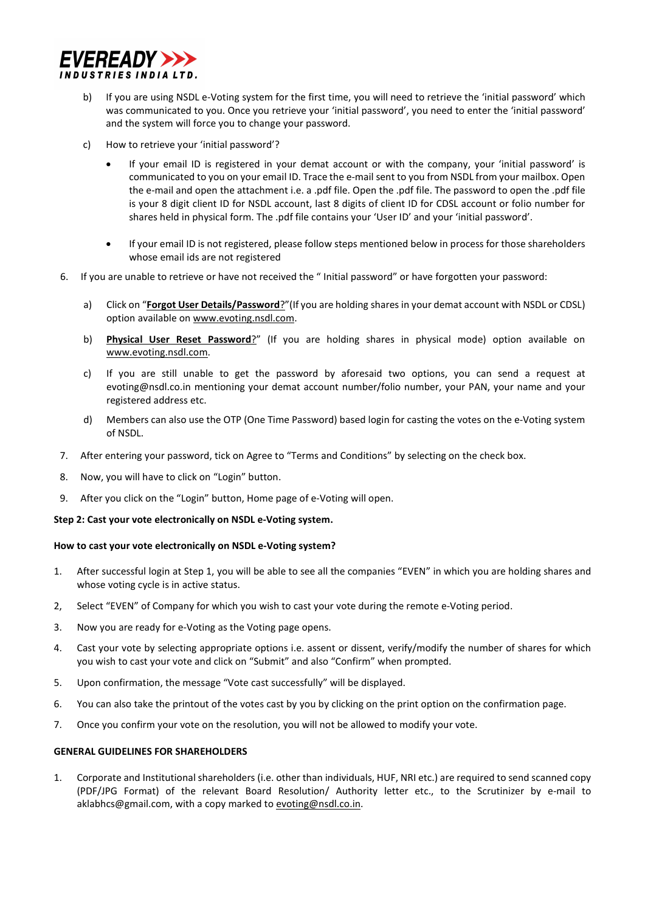b) If you are using NSDL e-Voting system for the first time, you will need to retrieve the 'initial password' which was communicated to you. Once you retrieve your 'initial password', you need to enter the 'initial password' and the system will force you to change your password.

c) How to retrieve your 'initial password'?

- If your email ID is registered in your demat account or with the company, your 'initial password' is communicated to you on your email ID. Trace the e-mail sent to you from NSDL from your mailbox. Open the e-mail and open the attachment i.e. a .pdf file. Open the .pdf file. The password to open the .pdf file is your 8 digit client ID for NSDL account, last 8 digits of client ID for CDSL account or folio number for shares held in physical form. The .pdf file contains your 'User ID' and your 'initial password'.

- If your email ID is not registered, please follow steps mentioned below in process for those shareholders whose email ids are not registered

6. If you are unable to retrieve or have not received the " Initial password" or have forgotten your password:

   a) Click on "**Forgot User Details/Password**?"(If you are holding shares in your demat account with NSDL or CDSL) option available on www.evoting.nsdl.com.

   b) **Physical User Reset Password**?" (If you are holding shares in physical mode) option available on www.evoting.nsdl.com.

   c) If you are still unable to get the password by aforesaid two options, you can send a request at evoting@nsdl.co.in mentioning your demat account number/folio number, your PAN, your name and your registered address etc.

   d) Members can also use the OTP (One Time Password) based login for casting the votes on the e-Voting system of NSDL.

7. After entering your password, tick on Agree to "Terms and Conditions" by selecting on the check box.

8. Now, you will have to click on "Login" button.

9. After you click on the "Login" button, Home page of e-Voting will open.

**Step 2: Cast your vote electronically on NSDL e-Voting system.**

**How to cast your vote electronically on NSDL e-Voting system?**

1. After successful login at Step 1, you will be able to see all the companies "EVEN" in which you are holding shares and whose voting cycle is in active status.

2, Select "EVEN" of Company for which you wish to cast your vote during the remote e-Voting period.

3. Now you are ready for e-Voting as the Voting page opens.

4. Cast your vote by selecting appropriate options i.e. assent or dissent, verify/modify the number of shares for which you wish to cast your vote and click on "Submit" and also "Confirm" when prompted.

5. Upon confirmation, the message "Vote cast successfully" will be displayed.

6. You can also take the printout of the votes cast by you by clicking on the print option on the confirmation page.

7. Once you confirm your vote on the resolution, you will not be allowed to modify your vote.

**GENERAL GUIDELINES FOR SHAREHOLDERS**

1. Corporate and Institutional shareholders (i.e. other than individuals, HUF, NRI etc.) are required to send scanned copy (PDF/JPG Format) of the relevant Board Resolution/ Authority letter etc., to the Scrutinizer by e-mail to aklabhcs@gmail.com, with a copy marked to evoting@nsdl.co.in.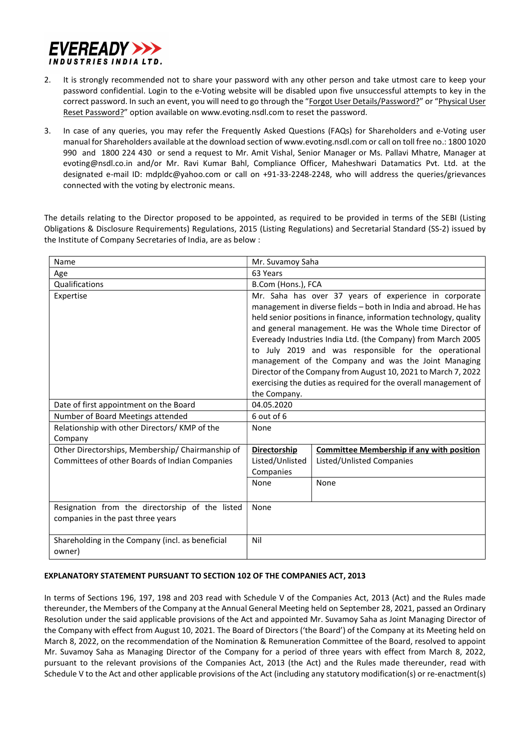2. It is strongly recommended not to share your password with any other person and take utmost care to keep your password confidential. Login to the e-Voting website will be disabled upon five unsuccessful attempts to key in the correct password. In such an event, you will need to go through the "Forgot User Details/Password?" or "Physical User Reset Password?" option available on www.evoting.nsdl.com to reset the password.

3. In case of any queries, you may refer the Frequently Asked Questions (FAQs) for Shareholders and e-Voting user manual for Shareholders available at the download section of www.evoting.nsdl.com or call on toll free no.: 1800 1020 990 and 1800 224 430 or send a request to Mr. Amit Vishal, Senior Manager or Ms. Pallavi Mhatre, Manager at evoting@nsdl.co.in and/or Mr. Ravi Kumar Bahl, Compliance Officer, Maheshwari Datamatics Pvt. Ltd. at the designated e-mail ID: mdpldc@yahoo.com or call on +91-33-2248-2248, who will address the queries/grievances connected with the voting by electronic means.

The details relating to the Director proposed to be appointed, as required to be provided in terms of the SEBI (Listing Obligations & Disclosure Requirements) Regulations, 2015 (Listing Regulations) and Secretarial Standard (SS-2) issued by the Institute of Company Secretaries of India, are as below :

| Name | Mr. Suvamoy Saha | |
|---|---|---|
| Age | 63 Years | |
| Qualifications | B.Com (Hons.), FCA | |
| Expertise | Mr. Saha has over 37 years of experience in corporate management in diverse fields – both in India and abroad. He has held senior positions in finance, information technology, quality and general management. He was the Whole time Director of Eveready Industries India Ltd. (the Company) from March 2005 to July 2019 and was responsible for the operational management of the Company and was the Joint Managing Director of the Company from August 10, 2021 to March 7, 2022 exercising the duties as required for the overall management of the Company. | |
| Date of first appointment on the Board | 04.05.2020 | |
| Number of Board Meetings attended | 6 out of 6 | |
| Relationship with other Directors/ KMP of the Company | None | |
| Other Directorships, Membership/ Chairmanship of Committees of other Boards of Indian Companies | **Directorship** Listed/Unlisted Companies | **Committee Membership if any with position** Listed/Unlisted Companies |
| | None | None |
| Resignation from the directorship of the listed companies in the past three years | None | |
| Shareholding in the Company (incl. as beneficial owner) | Nil | |

**EXPLANATORY STATEMENT PURSUANT TO SECTION 102 OF THE COMPANIES ACT, 2013**

In terms of Sections 196, 197, 198 and 203 read with Schedule V of the Companies Act, 2013 (Act) and the Rules made thereunder, the Members of the Company at the Annual General Meeting held on September 28, 2021, passed an Ordinary Resolution under the said applicable provisions of the Act and appointed Mr. Suvamoy Saha as Joint Managing Director of the Company with effect from August 10, 2021. The Board of Directors ('the Board') of the Company at its Meeting held on March 8, 2022, on the recommendation of the Nomination & Remuneration Committee of the Board, resolved to appoint Mr. Suvamoy Saha as Managing Director of the Company for a period of three years with effect from March 8, 2022, pursuant to the relevant provisions of the Companies Act, 2013 (the Act) and the Rules made thereunder, read with Schedule V to the Act and other applicable provisions of the Act (including any statutory modification(s) or re-enactment(s)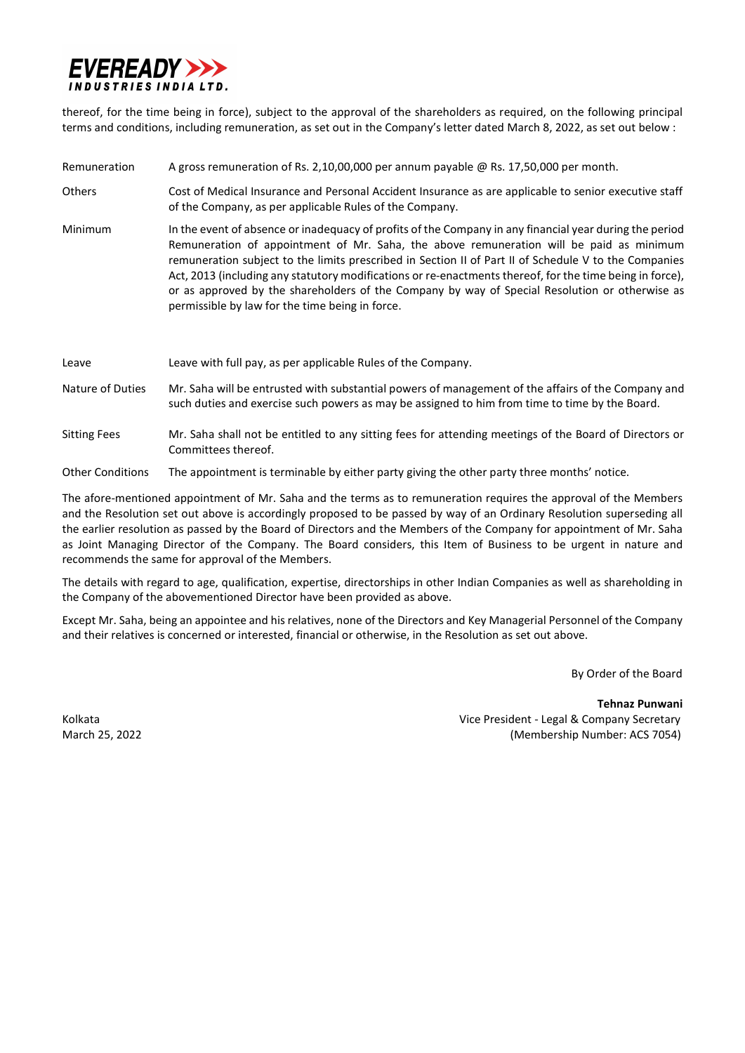thereof, for the time being in force), subject to the approval of the shareholders as required, on the following principal terms and conditions, including remuneration, as set out in the Company's letter dated March 8, 2022, as set out below :

| | |
|---|---|
| Remuneration | A gross remuneration of Rs. 2,10,00,000 per annum payable @ Rs. 17,50,000 per month. |
| Others | Cost of Medical Insurance and Personal Accident Insurance as are applicable to senior executive staff of the Company, as per applicable Rules of the Company. |
| Minimum | In the event of absence or inadequacy of profits of the Company in any financial year during the period Remuneration of appointment of Mr. Saha, the above remuneration will be paid as minimum remuneration subject to the limits prescribed in Section II of Part II of Schedule V to the Companies Act, 2013 (including any statutory modifications or re-enactments thereof, for the time being in force), or as approved by the shareholders of the Company by way of Special Resolution or otherwise as permissible by law for the time being in force. |
| Leave | Leave with full pay, as per applicable Rules of the Company. |
| Nature of Duties | Mr. Saha will be entrusted with substantial powers of management of the affairs of the Company and such duties and exercise such powers as may be assigned to him from time to time by the Board. |
| Sitting Fees | Mr. Saha shall not be entitled to any sitting fees for attending meetings of the Board of Directors or Committees thereof. |
| Other Conditions | The appointment is terminable by either party giving the other party three months' notice. |

The afore-mentioned appointment of Mr. Saha and the terms as to remuneration requires the approval of the Members and the Resolution set out above is accordingly proposed to be passed by way of an Ordinary Resolution superseding all the earlier resolution as passed by the Board of Directors and the Members of the Company for appointment of Mr. Saha as Joint Managing Director of the Company. The Board considers, this Item of Business to be urgent in nature and recommends the same for approval of the Members.

The details with regard to age, qualification, expertise, directorships in other Indian Companies as well as shareholding in the Company of the abovementioned Director have been provided as above.

Except Mr. Saha, being an appointee and his relatives, none of the Directors and Key Managerial Personnel of the Company and their relatives is concerned or interested, financial or otherwise, in the Resolution as set out above.

By Order of the Board

**Tehnaz Punwani**
Vice President - Legal & Company Secretary
(Membership Number: ACS 7054)

Kolkata
March 25, 2022